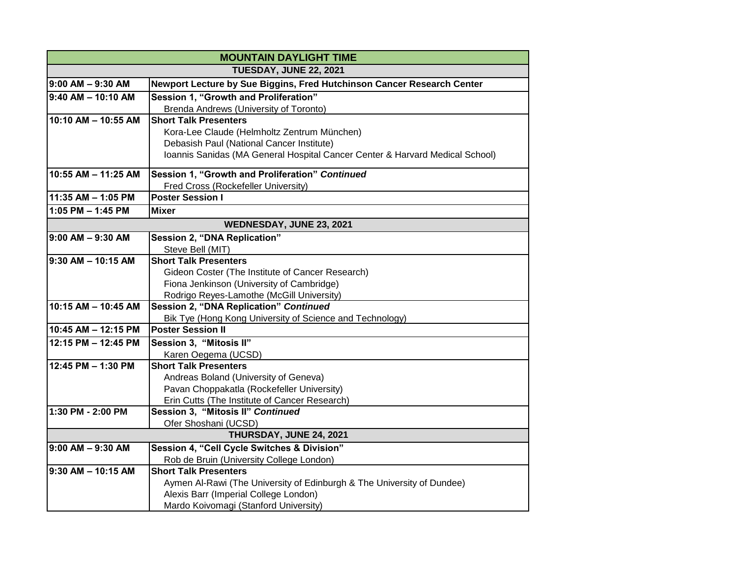| MOUNTAIN DAYLIGHT TIME | |
|---|---|
| **TUESDAY, JUNE 22, 2021** | |
| **9:00 AM – 9:30 AM** | **Newport Lecture by Sue Biggins, Fred Hutchinson Cancer Research Center** |
| **9:40 AM – 10:10 AM** | **Session 1, "Growth and Proliferation"**<br>Brenda Andrews (University of Toronto) |
| **10:10 AM – 10:55 AM** | **Short Talk Presenters**<br>Kora-Lee Claude (Helmholtz Zentrum München)<br>Debasish Paul (National Cancer Institute)<br>Ioannis Sanidas (MA General Hospital Cancer Center & Harvard Medical School) |
| **10:55 AM – 11:25 AM** | **Session 1, "Growth and Proliferation"** ***Continued***<br>Fred Cross (Rockefeller University) |
| **11:35 AM – 1:05 PM** | **Poster Session I** |
| **1:05 PM – 1:45 PM** | **Mixer** |
| **WEDNESDAY, JUNE 23, 2021** | |
| **9:00 AM – 9:30 AM** | **Session 2, "DNA Replication"**<br>Steve Bell (MIT) |
| **9:30 AM – 10:15 AM** | **Short Talk Presenters**<br>Gideon Coster (The Institute of Cancer Research)<br>Fiona Jenkinson (University of Cambridge)<br>Rodrigo Reyes-Lamothe (McGill University) |
| **10:15 AM – 10:45 AM** | **Session 2, "DNA Replication"** ***Continued***<br>Bik Tye (Hong Kong University of Science and Technology) |
| **10:45 AM – 12:15 PM** | **Poster Session II** |
| **12:15 PM – 12:45 PM** | **Session 3, "Mitosis II"**<br>Karen Oegema (UCSD) |
| **12:45 PM – 1:30 PM** | **Short Talk Presenters**<br>Andreas Boland (University of Geneva)<br>Pavan Choppakatla (Rockefeller University)<br>Erin Cutts (The Institute of Cancer Research) |
| **1:30 PM - 2:00 PM** | **Session 3, "Mitosis II"** ***Continued***<br>Ofer Shoshani (UCSD) |
| **THURSDAY, JUNE 24, 2021** | |
| **9:00 AM – 9:30 AM** | **Session 4, "Cell Cycle Switches & Division"**<br>Rob de Bruin (University College London) |
| **9:30 AM – 10:15 AM** | **Short Talk Presenters**<br>Aymen Al-Rawi (The University of Edinburgh & The University of Dundee)<br>Alexis Barr (Imperial College London)<br>Mardo Koivomagi (Stanford University) |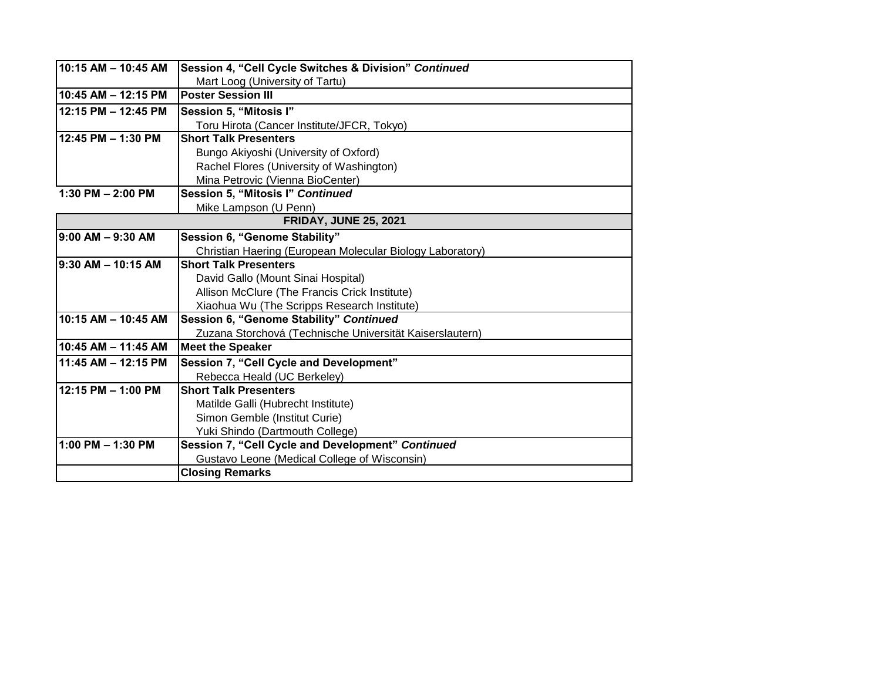| | |
|---|---|
| **10:15 AM – 10:45 AM** | **Session 4, "Cell Cycle Switches & Division"** ***Continued***<br>Mart Loog (University of Tartu) |
| **10:45 AM – 12:15 PM** | **Poster Session III** |
| **12:15 PM – 12:45 PM** | **Session 5, "Mitosis I"**<br>Toru Hirota (Cancer Institute/JFCR, Tokyo) |
| **12:45 PM – 1:30 PM** | **Short Talk Presenters**<br>Bungo Akiyoshi (University of Oxford)<br>Rachel Flores (University of Washington)<br>Mina Petrovic (Vienna BioCenter) |
| **1:30 PM – 2:00 PM** | **Session 5, "Mitosis I"** ***Continued***<br>Mike Lampson (U Penn) |
| **FRIDAY, JUNE 25, 2021** | |
| **9:00 AM – 9:30 AM** | **Session 6, "Genome Stability"**<br>Christian Haering (European Molecular Biology Laboratory) |
| **9:30 AM – 10:15 AM** | **Short Talk Presenters**<br>David Gallo (Mount Sinai Hospital)<br>Allison McClure (The Francis Crick Institute)<br>Xiaohua Wu (The Scripps Research Institute) |
| **10:15 AM – 10:45 AM** | **Session 6, "Genome Stability"** ***Continued***<br>Zuzana Storchová (Technische Universität Kaiserslautern) |
| **10:45 AM – 11:45 AM** | **Meet the Speaker** |
| **11:45 AM – 12:15 PM** | **Session 7, "Cell Cycle and Development"**<br>Rebecca Heald (UC Berkeley) |
| **12:15 PM – 1:00 PM** | **Short Talk Presenters**<br>Matilde Galli (Hubrecht Institute)<br>Simon Gemble (Institut Curie)<br>Yuki Shindo (Dartmouth College) |
| **1:00 PM – 1:30 PM** | **Session 7, "Cell Cycle and Development"** ***Continued***<br>Gustavo Leone (Medical College of Wisconsin) |
| | **Closing Remarks** |